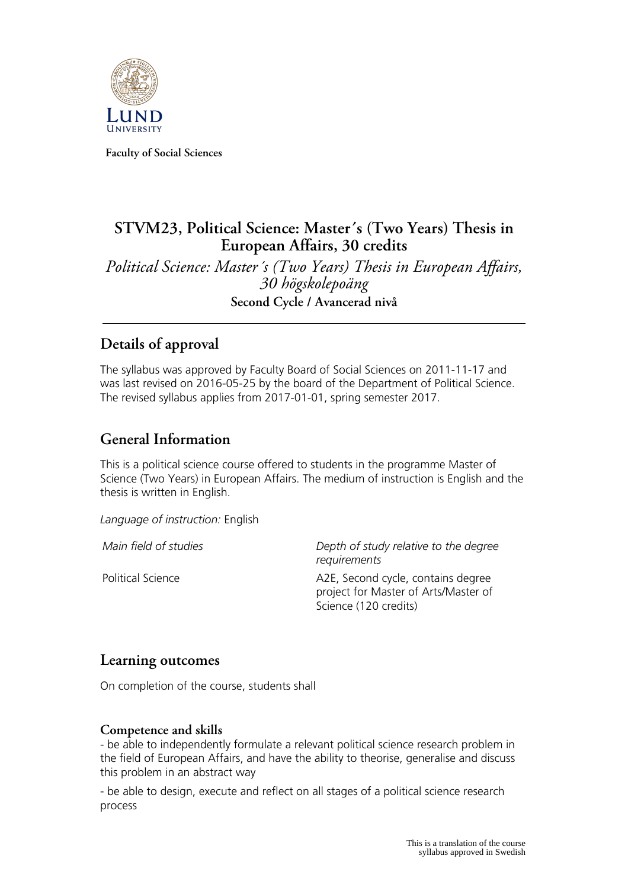Faculty of Social Sciences

# STVM23, Political Science: Master´s (Two Years) Thesis in European Affairs, 30 credits

*Political Science: Master´s (Two Years) Thesis in European Affairs, 30 högskolepoäng*

**Second Cycle / Avancerad nivå**

## Details of approval

The syllabus was approved by Faculty Board of Social Sciences on 2011-11-17 and was last revised on 2016-05-25 by the board of the Department of Political Science. The revised syllabus applies from 2017-01-01, spring semester 2017.

## General Information

This is a political science course offered to students in the programme Master of Science (Two Years) in European Affairs. The medium of instruction is English and the thesis is written in English.

*Language of instruction:* English

| *Main field of studies* | *Depth of study relative to the degree requirements* |
| --- | --- |
| Political Science | A2E, Second cycle, contains degree project for Master of Arts/Master of Science (120 credits) |

## Learning outcomes

On completion of the course, students shall

### Competence and skills

- be able to independently formulate a relevant political science research problem in the field of European Affairs, and have the ability to theorise, generalise and discuss this problem in an abstract way

- be able to design, execute and reflect on all stages of a political science research process

This is a translation of the course syllabus approved in Swedish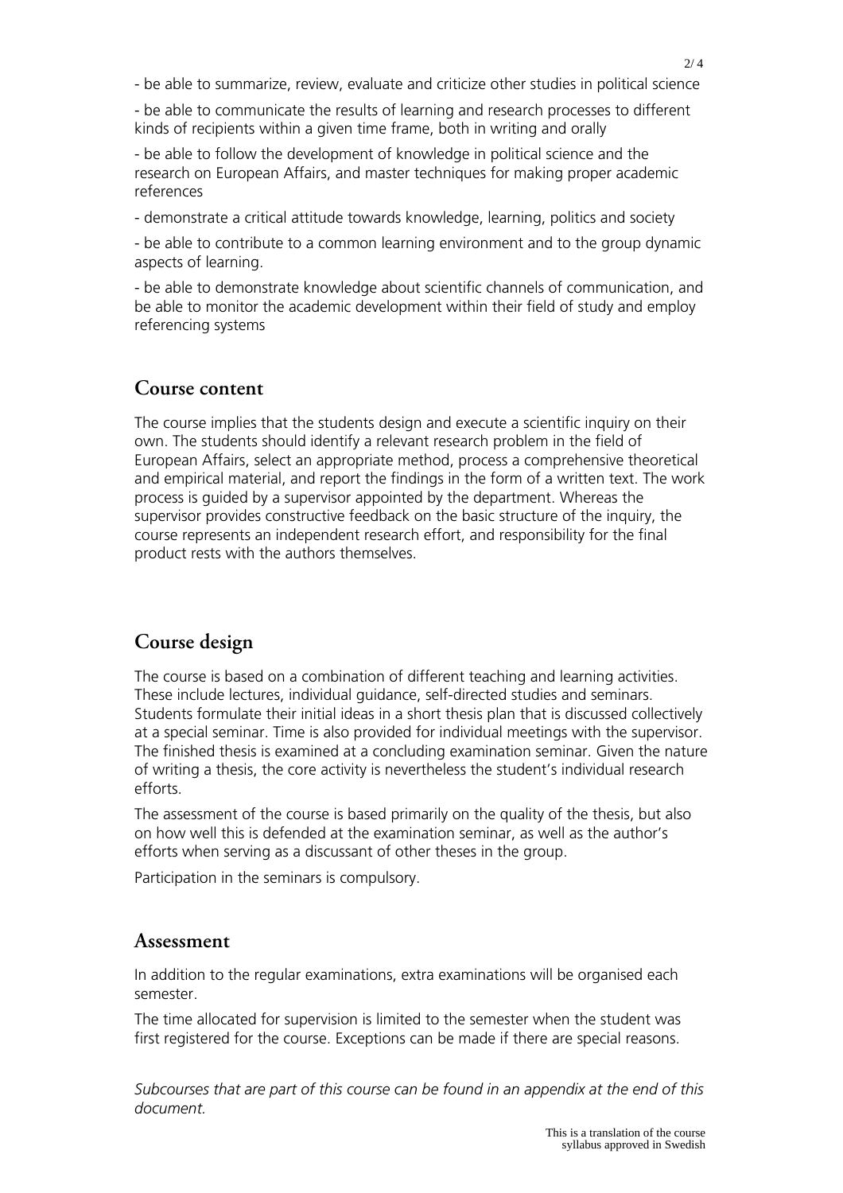- be able to summarize, review, evaluate and criticize other studies in political science

- be able to communicate the results of learning and research processes to different kinds of recipients within a given time frame, both in writing and orally

- be able to follow the development of knowledge in political science and the research on European Affairs, and master techniques for making proper academic references

- demonstrate a critical attitude towards knowledge, learning, politics and society

- be able to contribute to a common learning environment and to the group dynamic aspects of learning.

- be able to demonstrate knowledge about scientific channels of communication, and be able to monitor the academic development within their field of study and employ referencing systems

## Course content

The course implies that the students design and execute a scientific inquiry on their own. The students should identify a relevant research problem in the field of European Affairs, select an appropriate method, process a comprehensive theoretical and empirical material, and report the findings in the form of a written text. The work process is guided by a supervisor appointed by the department. Whereas the supervisor provides constructive feedback on the basic structure of the inquiry, the course represents an independent research effort, and responsibility for the final product rests with the authors themselves.

## Course design

The course is based on a combination of different teaching and learning activities. These include lectures, individual guidance, self-directed studies and seminars. Students formulate their initial ideas in a short thesis plan that is discussed collectively at a special seminar. Time is also provided for individual meetings with the supervisor. The finished thesis is examined at a concluding examination seminar. Given the nature of writing a thesis, the core activity is nevertheless the student's individual research efforts.

The assessment of the course is based primarily on the quality of the thesis, but also on how well this is defended at the examination seminar, as well as the author's efforts when serving as a discussant of other theses in the group.

Participation in the seminars is compulsory.

## Assessment

In addition to the regular examinations, extra examinations will be organised each semester.

The time allocated for supervision is limited to the semester when the student was first registered for the course. Exceptions can be made if there are special reasons.

*Subcourses that are part of this course can be found in an appendix at the end of this document.*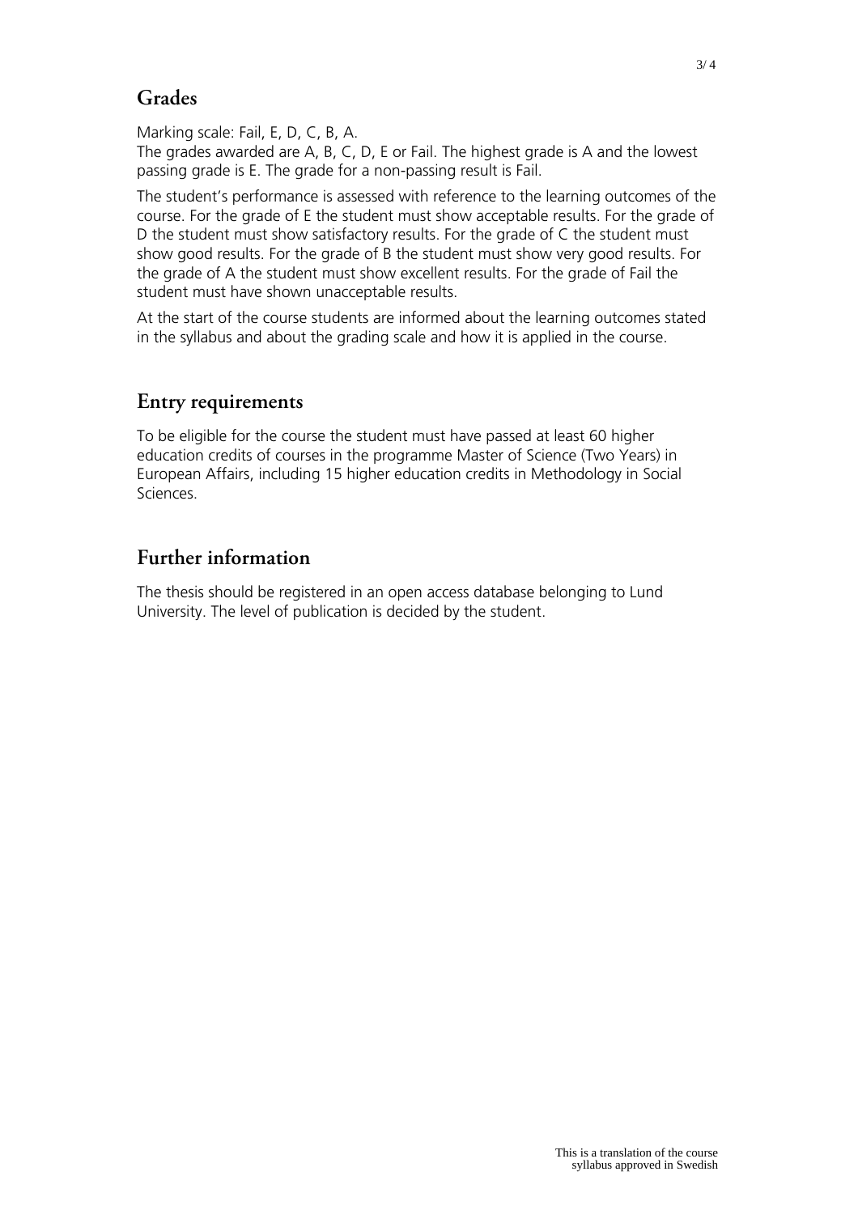## Grades

Marking scale: Fail, E, D, C, B, A.
The grades awarded are A, B, C, D, E or Fail. The highest grade is A and the lowest passing grade is E. The grade for a non-passing result is Fail.

The student's performance is assessed with reference to the learning outcomes of the course. For the grade of E the student must show acceptable results. For the grade of D the student must show satisfactory results. For the grade of C the student must show good results. For the grade of B the student must show very good results. For the grade of A the student must show excellent results. For the grade of Fail the student must have shown unacceptable results.

At the start of the course students are informed about the learning outcomes stated in the syllabus and about the grading scale and how it is applied in the course.

## Entry requirements

To be eligible for the course the student must have passed at least 60 higher education credits of courses in the programme Master of Science (Two Years) in European Affairs, including 15 higher education credits in Methodology in Social Sciences.

## Further information

The thesis should be registered in an open access database belonging to Lund University. The level of publication is decided by the student.

This is a translation of the course syllabus approved in Swedish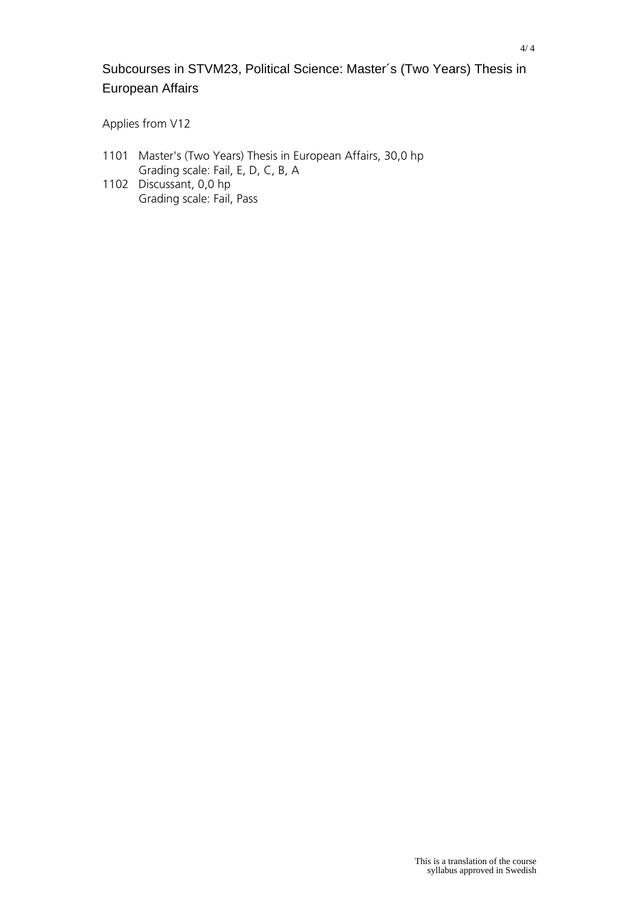## Subcourses in STVM23, Political Science: Master´s (Two Years) Thesis in European Affairs

Applies from V12

1101 Master's (Two Years) Thesis in European Affairs, 30,0 hp
Grading scale: Fail, E, D, C, B, A

1102 Discussant, 0,0 hp
Grading scale: Fail, Pass

This is a translation of the course syllabus approved in Swedish